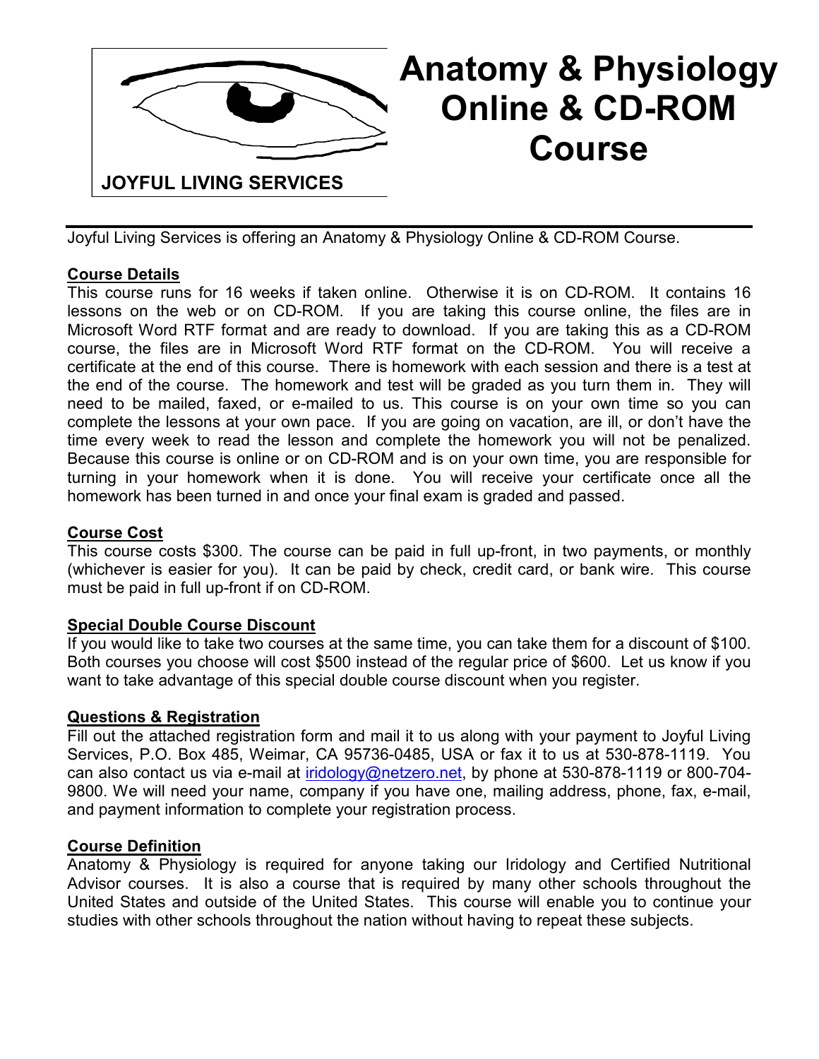JOYFUL LIVING SERVICES

# Anatomy & Physiology Online & CD-ROM Course

Joyful Living Services is offering an Anatomy & Physiology Online & CD-ROM Course.

## Course Details

This course runs for 16 weeks if taken online. Otherwise it is on CD-ROM. It contains 16 lessons on the web or on CD-ROM. If you are taking this course online, the files are in Microsoft Word RTF format and are ready to download. If you are taking this as a CD-ROM course, the files are in Microsoft Word RTF format on the CD-ROM. You will receive a certificate at the end of this course. There is homework with each session and there is a test at the end of the course. The homework and test will be graded as you turn them in. They will need to be mailed, faxed, or e-mailed to us. This course is on your own time so you can complete the lessons at your own pace. If you are going on vacation, are ill, or don't have the time every week to read the lesson and complete the homework you will not be penalized. Because this course is online or on CD-ROM and is on your own time, you are responsible for turning in your homework when it is done. You will receive your certificate once all the homework has been turned in and once your final exam is graded and passed.

## Course Cost

This course costs $300. The course can be paid in full up-front, in two payments, or monthly (whichever is easier for you). It can be paid by check, credit card, or bank wire. This course must be paid in full up-front if on CD-ROM.

## Special Double Course Discount

If you would like to take two courses at the same time, you can take them for a discount of $100. Both courses you choose will cost $500 instead of the regular price of $600. Let us know if you want to take advantage of this special double course discount when you register.

## Questions & Registration

Fill out the attached registration form and mail it to us along with your payment to Joyful Living Services, P.O. Box 485, Weimar, CA 95736-0485, USA or fax it to us at 530-878-1119. You can also contact us via e-mail at iridology@netzero.net, by phone at 530-878-1119 or 800-704-9800. We will need your name, company if you have one, mailing address, phone, fax, e-mail, and payment information to complete your registration process.

## Course Definition

Anatomy & Physiology is required for anyone taking our Iridology and Certified Nutritional Advisor courses. It is also a course that is required by many other schools throughout the United States and outside of the United States. This course will enable you to continue your studies with other schools throughout the nation without having to repeat these subjects.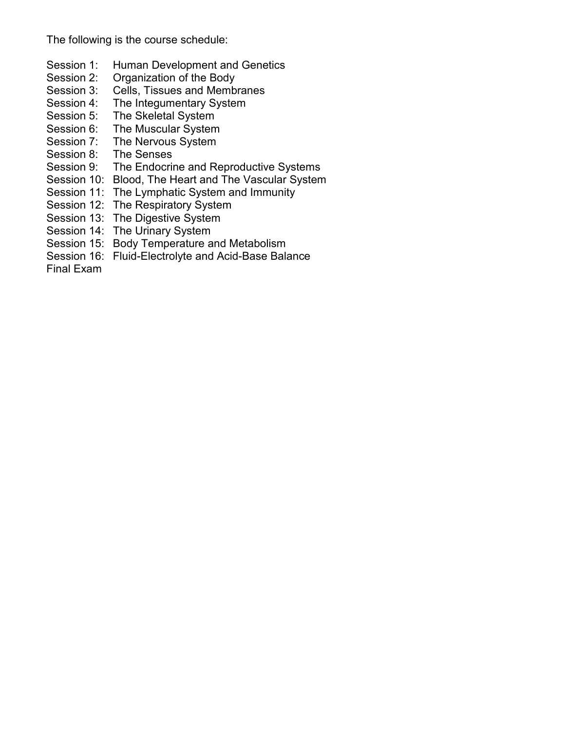The following is the course schedule:

Session 1: Human Development and Genetics
Session 2: Organization of the Body
Session 3: Cells, Tissues and Membranes
Session 4: The Integumentary System
Session 5: The Skeletal System
Session 6: The Muscular System
Session 7: The Nervous System
Session 8: The Senses
Session 9: The Endocrine and Reproductive Systems
Session 10: Blood, The Heart and The Vascular System
Session 11: The Lymphatic System and Immunity
Session 12: The Respiratory System
Session 13: The Digestive System
Session 14: The Urinary System
Session 15: Body Temperature and Metabolism
Session 16: Fluid-Electrolyte and Acid-Base Balance
Final Exam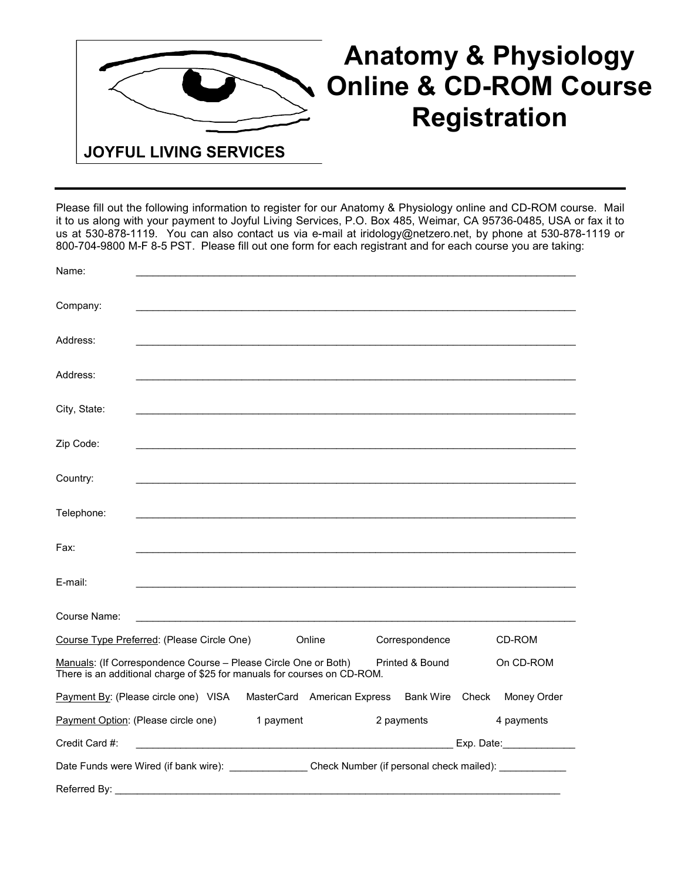JOYFUL LIVING SERVICES

# Anatomy & Physiology Online & CD-ROM Course Registration

Please fill out the following information to register for our Anatomy & Physiology online and CD-ROM course. Mail it to us along with your payment to Joyful Living Services, P.O. Box 485, Weimar, CA 95736-0485, USA or fax it to us at 530-878-1119. You can also contact us via e-mail at iridology@netzero.net, by phone at 530-878-1119 or 800-704-9800 M-F 8-5 PST. Please fill out one form for each registrant and for each course you are taking:

Name: ______________________________________________

Company: ______________________________________________

Address: ______________________________________________

Address: ______________________________________________

City, State: ______________________________________________

Zip Code: ______________________________________________

Country: ______________________________________________

Telephone: ______________________________________________

Fax: ______________________________________________

E-mail: ______________________________________________

Course Name: ______________________________________________

Course Type Preferred: (Please Circle One) Online Correspondence CD-ROM

Manuals: (If Correspondence Course – Please Circle One or Both) Printed & Bound On CD-ROM
There is an additional charge of $25 for manuals for courses on CD-ROM.

Payment By: (Please circle one) VISA MasterCard American Express Bank Wire Check Money Order

Payment Option: (Please circle one) 1 payment 2 payments 4 payments

Credit Card #: ______________________________________ Exp. Date: _____________

Date Funds were Wired (if bank wire): ______________ Check Number (if personal check mailed): ____________

Referred By: ______________________________________________